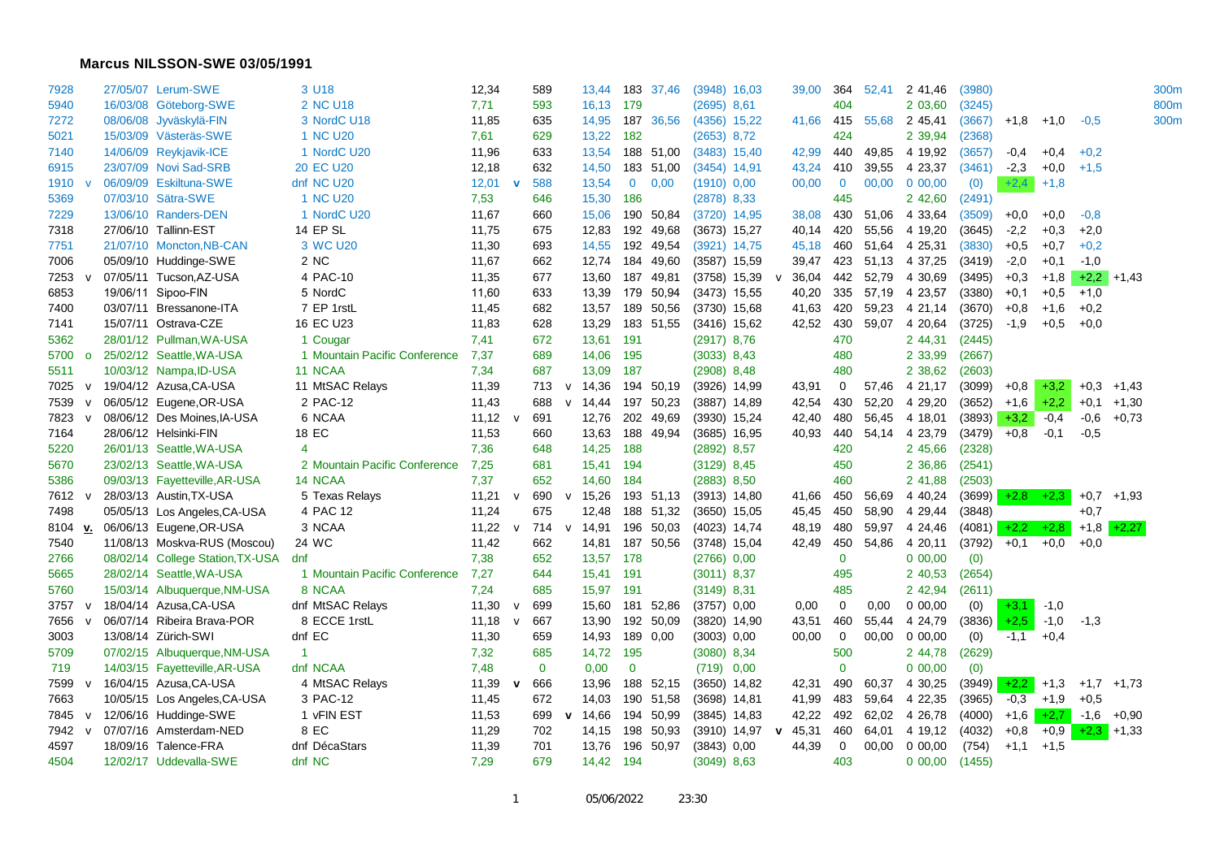**Marcus NILSSON-SWE 03/05/1991**

| Score | | Date | Place | Rank / Competition | 100m/60m | | LJ | | 110mH/60mH | HJ | PV | | 1000m/1500m | | Wind | | | | |
|---|---|---|---|---|---|---|---|---|---|---|---|---|---|---|---|---|---|---|---|
| 7928 | | 27/05/07 | Lerum-SWE | 3 U18 | 12,34 | | 589 | | 13,44 183 37,46 | (3948) 16,03 | 39,00 364 52,41 | | 2 41,46 | (3980) | | | | | 300m |
| 5940 | | 16/03/08 | Göteborg-SWE | 2 NC U18 | 7,71 | | 593 | | 16,13 179 | (2695) 8,61 | 404 | | 2 03,60 | (3245) | | | | | 800m |
| 7272 | | 08/06/08 | Jyväskylä-FIN | 3 NordC U18 | 11,85 | | 635 | | 14,95 187 36,56 | (4356) 15,22 | 41,66 415 55,68 | | 2 45,41 | (3667) | +1,8 | +1,0 | -0,5 | | 300m |
| 5021 | | 15/03/09 | Västerås-SWE | 1 NC U20 | 7,61 | | 629 | | 13,22 182 | (2653) 8,72 | 424 | | 2 39,94 | (2368) | | | | | |
| 7140 | | 14/06/09 | Reykjavik-ICE | 1 NordC U20 | 11,96 | | 633 | | 13,54 188 51,00 | (3483) 15,40 | 42,99 440 49,85 | | 4 19,92 | (3657) | -0,4 | +0,4 | +0,2 | | |
| 6915 | | 23/07/09 | Novi Sad-SRB | 20 EC U20 | 12,18 | | 632 | | 14,50 183 51,00 | (3454) 14,91 | 43,24 410 39,55 | | 4 23,37 | (3461) | -2,3 | +0,0 | +1,5 | | |
| 1910 | v | 06/09/09 | Eskiltuna-SWE | dnf NC U20 | 12,01 | v | 588 | | 13,54 0 0,00 | (1910) 0,00 | 00,00 0 00,00 | | 0 00,00 | (0) | +2,4 | +1,8 | | | |
| 5369 | | 07/03/10 | Sätra-SWE | 1 NC U20 | 7,53 | | 646 | | 15,30 186 | (2878) 8,33 | 445 | | 2 42,60 | (2491) | | | | | |
| 7229 | | 13/06/10 | Randers-DEN | 1 NordC U20 | 11,67 | | 660 | | 15,06 190 50,84 | (3720) 14,95 | 38,08 430 51,06 | | 4 33,64 | (3509) | +0,0 | +0,0 | -0,8 | | |
| 7318 | | 27/06/10 | Tallinn-EST | 14 EP SL | 11,75 | | 675 | | 12,83 192 49,68 | (3673) 15,27 | 40,14 420 55,56 | | 4 19,20 | (3645) | -2,2 | +0,3 | +2,0 | | |
| 7751 | | 21/07/10 | Moncton,NB-CAN | 3 WC U20 | 11,30 | | 693 | | 14,55 192 49,54 | (3921) 14,75 | 45,18 460 51,64 | | 4 25,31 | (3830) | +0,5 | +0,7 | +0,2 | | |
| 7006 | | 05/09/10 | Huddinge-SWE | 2 NC | 11,67 | | 662 | | 12,74 184 49,60 | (3587) 15,59 | 39,47 423 51,13 | | 4 37,25 | (3419) | -2,0 | +0,1 | -1,0 | | |
| 7253 | v | 07/05/11 | Tucson,AZ-USA | 4 PAC-10 | 11,35 | | 677 | | 13,60 187 49,81 | (3758) 15,39 | v 36,04 442 52,79 | | 4 30,69 | (3495) | +0,3 | +1,8 | +2,2 | +1,43 | |
| 6853 | | 19/06/11 | Sipoo-FIN | 5 NordC | 11,60 | | 633 | | 13,39 179 50,94 | (3473) 15,55 | 40,20 335 57,19 | | 4 23,57 | (3380) | +0,1 | +0,5 | +1,0 | | |
| 7400 | | 03/07/11 | Bressanone-ITA | 7 EP 1rstL | 11,45 | | 682 | | 13,57 189 50,56 | (3730) 15,68 | 41,63 420 59,23 | | 4 21,14 | (3670) | +0,8 | +1,6 | +0,2 | | |
| 7141 | | 15/07/11 | Ostrava-CZE | 16 EC U23 | 11,83 | | 628 | | 13,29 183 51,55 | (3416) 15,62 | 42,52 430 59,07 | | 4 20,64 | (3725) | -1,9 | +0,5 | +0,0 | | |
| 5362 | | 28/01/12 | Pullman,WA-USA | 1 Cougar | 7,41 | | 672 | | 13,61 191 | (2917) 8,76 | 470 | | 2 44,31 | (2445) | | | | | |
| 5700 | o | 25/02/12 | Seattle,WA-USA | 1 Mountain Pacific Conference | 7,37 | | 689 | | 14,06 195 | (3033) 8,43 | 480 | | 2 33,99 | (2667) | | | | | |
| 5511 | | 10/03/12 | Nampa,ID-USA | 11 NCAA | 7,34 | | 687 | | 13,09 187 | (2908) 8,48 | 480 | | 2 38,62 | (2603) | | | | | |
| 7025 | v | 19/04/12 | Azusa,CA-USA | 11 MtSAC Relays | 11,39 | | 713 | v | 14,36 194 50,19 | (3926) 14,99 | 43,91 0 57,46 | | 4 21,17 | (3099) | +0,8 | +3,2 | +0,3 | +1,43 | |
| 7539 | v | 06/05/12 | Eugene,OR-USA | 2 PAC-12 | 11,43 | | 688 | v | 14,44 197 50,23 | (3887) 14,89 | 42,54 430 52,20 | | 4 29,20 | (3652) | +1,6 | +2,2 | +0,1 | +1,30 | |
| 7823 | v | 08/06/12 | Des Moines,IA-USA | 6 NCAA | 11,12 | v | 691 | | 12,76 202 49,69 | (3930) 15,24 | 42,40 480 56,45 | | 4 18,01 | (3893) | +3,2 | -0,4 | -0,6 | +0,73 | |
| 7164 | | 28/06/12 | Helsinki-FIN | 18 EC | 11,53 | | 660 | | 13,63 188 49,94 | (3685) 16,95 | 40,93 440 54,14 | | 4 23,79 | (3479) | +0,8 | -0,1 | -0,5 | | |
| 5220 | | 26/01/13 | Seattle,WA-USA | 4 | 7,36 | | 648 | | 14,25 188 | (2892) 8,57 | 420 | | 2 45,66 | (2328) | | | | | |
| 5670 | | 23/02/13 | Seattle,WA-USA | 2 Mountain Pacific Conference | 7,25 | | 681 | | 15,41 194 | (3129) 8,45 | 450 | | 2 36,86 | (2541) | | | | | |
| 5386 | | 09/03/13 | Fayetteville,AR-USA | 14 NCAA | 7,37 | | 652 | | 14,60 184 | (2883) 8,50 | 460 | | 2 41,88 | (2503) | | | | | |
| 7612 | v | 28/03/13 | Austin,TX-USA | 5 Texas Relays | 11,21 | v | 690 | v | 15,26 193 51,13 | (3913) 14,80 | 41,66 450 56,69 | | 4 40,24 | (3699) | +2,8 | +2,3 | +0,7 | +1,93 | |
| 7498 | | 05/05/13 | Los Angeles,CA-USA | 4 PAC 12 | 11,24 | | 675 | | 12,48 188 51,32 | (3650) 15,05 | 45,45 450 58,90 | | 4 29,44 | (3848) | | | +0,7 | | |
| 8104 | v. | 06/06/13 | Eugene,OR-USA | 3 NCAA | 11,22 | v | 714 | v | 14,91 196 50,03 | (4023) 14,74 | 48,19 480 59,97 | | 4 24,46 | (4081) | +2,2 | +2,8 | +1,8 | +2,27 | |
| 7540 | | 11/08/13 | Moskva-RUS (Moscou) | 24 WC | 11,42 | | 662 | | 14,81 187 50,56 | (3748) 15,04 | 42,49 450 54,86 | | 4 20,11 | (3792) | +0,1 | +0,0 | +0,0 | | |
| 2766 | | 08/02/14 | College Station,TX-USA | dnf | 7,38 | | 652 | | 13,57 178 | (2766) 0,00 | 0 | | 0 00,00 | (0) | | | | | |
| 5665 | | 28/02/14 | Seattle,WA-USA | 1 Mountain Pacific Conference | 7,27 | | 644 | | 15,41 191 | (3011) 8,37 | 495 | | 2 40,53 | (2654) | | | | | |
| 5760 | | 15/03/14 | Albuquerque,NM-USA | 8 NCAA | 7,24 | | 685 | | 15,97 191 | (3149) 8,31 | 485 | | 2 42,94 | (2611) | | | | | |
| 3757 | v | 18/04/14 | Azusa,CA-USA | dnf MtSAC Relays | 11,30 | v | 699 | | 15,60 181 52,86 | (3757) 0,00 | 0,00 0 0,00 | | 0 00,00 | (0) | +3,1 | -1,0 | | | |
| 7656 | v | 06/07/14 | Ribeira Brava-POR | 8 ECCE 1rstL | 11,18 | v | 667 | | 13,90 192 50,09 | (3820) 14,90 | 43,51 460 55,44 | | 4 24,79 | (3836) | +2,5 | -1,0 | -1,3 | | |
| 3003 | | 13/08/14 | Zürich-SWI | dnf EC | 11,30 | | 659 | | 14,93 189 0,00 | (3003) 0,00 | 00,00 0 00,00 | | 0 00,00 | (0) | -1,1 | +0,4 | | | |
| 5709 | | 07/02/15 | Albuquerque,NM-USA | 1 | 7,32 | | 685 | | 14,72 195 | (3080) 8,34 | 500 | | 2 44,78 | (2629) | | | | | |
| 719 | | 14/03/15 | Fayetteville,AR-USA | dnf NCAA | 7,48 | | 0 | | 0,00 0 | (719) 0,00 | 0 | | 0 00,00 | (0) | | | | | |
| 7599 | v | 16/04/15 | Azusa,CA-USA | 4 MtSAC Relays | 11,39 | v | 666 | | 13,96 188 52,15 | (3650) 14,82 | 42,31 490 60,37 | | 4 30,25 | (3949) | +2,2 | +1,3 | +1,7 | +1,73 | |
| 7663 | | 10/05/15 | Los Angeles,CA-USA | 3 PAC-12 | 11,45 | | 672 | | 14,03 190 51,58 | (3698) 14,81 | 41,99 483 59,64 | | 4 22,35 | (3965) | -0,3 | +1,9 | +0,5 | | |
| 7845 | v | 12/06/16 | Huddinge-SWE | 1 vFIN EST | 11,53 | | 699 | v | 14,66 194 50,99 | (3845) 14,83 | 42,22 492 62,02 | | 4 26,78 | (4000) | +1,6 | +2,7 | -1,6 | +0,90 | |
| 7942 | v | 07/07/16 | Amsterdam-NED | 8 EC | 11,29 | | 702 | | 14,15 198 50,93 | (3910) 14,97 | v 45,31 460 64,01 | | 4 19,12 | (4032) | +0,8 | +0,9 | +2,3 | +1,33 | |
| 4597 | | 18/09/16 | Talence-FRA | dnf DécaStars | 11,39 | | 701 | | 13,76 196 50,97 | (3843) 0,00 | 44,39 0 00,00 | | 0 00,00 | (754) | +1,1 | +1,5 | | | |
| 4504 | | 12/02/17 | Uddevalla-SWE | dnf NC | 7,29 | | 679 | | 14,42 194 | (3049) 8,63 | 403 | | 0 00,00 | (1455) | | | | | |

05/06/2022 23:30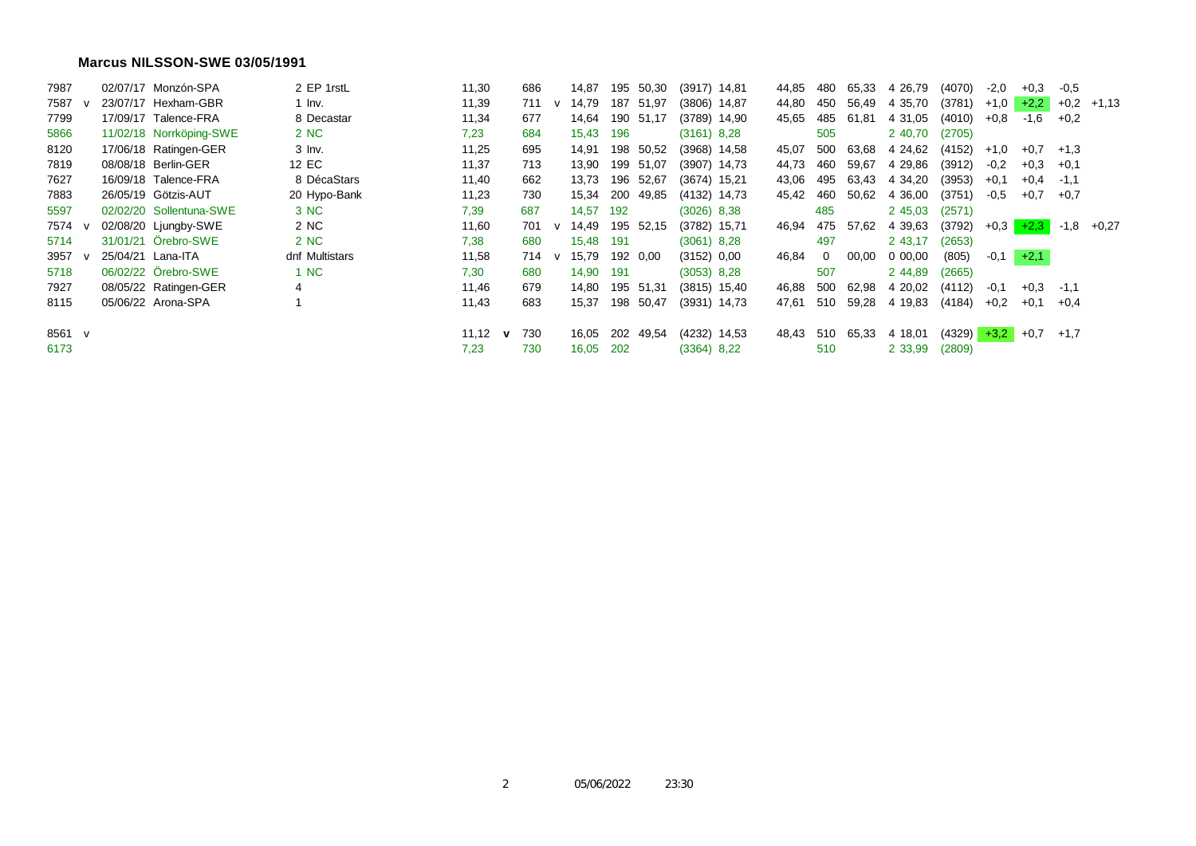**Marcus NILSSON-SWE 03/05/1991**

| | | | | | | | | | | | | | | | | | | | | | | | |
|---|---|---|---|---|---|---|---|---|---|---|---|---|---|---|---|---|---|---|---|---|---|---|---|
| 7987 | | 02/07/17 | Monzón-SPA | 2 EP 1rstL | 11,30 | | 686 | | 14,87 | 195 | 50,30 | (3917) | 14,81 | 44,85 | 480 | 65,33 | 4 26,79 | (4070) | -2,0 | +0,3 | -0,5 | |
| 7587 | v | 23/07/17 | Hexham-GBR | 1 Inv. | 11,39 | | 711 | v | 14,79 | 187 | 51,97 | (3806) | 14,87 | 44,80 | 450 | 56,49 | 4 35,70 | (3781) | +1,0 | +2,2 | +0,2 | +1,13 |
| 7799 | | 17/09/17 | Talence-FRA | 8 Decastar | 11,34 | | 677 | | 14,64 | 190 | 51,17 | (3789) | 14,90 | 45,65 | 485 | 61,81 | 4 31,05 | (4010) | +0,8 | -1,6 | +0,2 | |
| 5866 | | 11/02/18 | Norrköping-SWE | 2 NC | 7,23 | | 684 | | 15,43 | 196 | | (3161) | 8,28 | | 505 | | 2 40,70 | (2705) | | | | |
| 8120 | | 17/06/18 | Ratingen-GER | 3 Inv. | 11,25 | | 695 | | 14,91 | 198 | 50,52 | (3968) | 14,58 | 45,07 | 500 | 63,68 | 4 24,62 | (4152) | +1,0 | +0,7 | +1,3 | |
| 7819 | | 08/08/18 | Berlin-GER | 12 EC | 11,37 | | 713 | | 13,90 | 199 | 51,07 | (3907) | 14,73 | 44,73 | 460 | 59,67 | 4 29,86 | (3912) | -0,2 | +0,3 | +0,1 | |
| 7627 | | 16/09/18 | Talence-FRA | 8 DécaStars | 11,40 | | 662 | | 13,73 | 196 | 52,67 | (3674) | 15,21 | 43,06 | 495 | 63,43 | 4 34,20 | (3953) | +0,1 | +0,4 | -1,1 | |
| 7883 | | 26/05/19 | Götzis-AUT | 20 Hypo-Bank | 11,23 | | 730 | | 15,34 | 200 | 49,85 | (4132) | 14,73 | 45,42 | 460 | 50,62 | 4 36,00 | (3751) | -0,5 | +0,7 | +0,7 | |
| 5597 | | 02/02/20 | Sollentuna-SWE | 3 NC | 7,39 | | 687 | | 14,57 | 192 | | (3026) | 8,38 | | 485 | | 2 45,03 | (2571) | | | | |
| 7574 | v | 02/08/20 | Ljungby-SWE | 2 NC | 11,60 | | 701 | v | 14,49 | 195 | 52,15 | (3782) | 15,71 | 46,94 | 475 | 57,62 | 4 39,63 | (3792) | +0,3 | +2,3 | -1,8 | +0,27 |
| 5714 | | 31/01/21 | Örebro-SWE | 2 NC | 7,38 | | 680 | | 15,48 | 191 | | (3061) | 8,28 | | 497 | | 2 43,17 | (2653) | | | | |
| 3957 | v | 25/04/21 | Lana-ITA | dnf Multistars | 11,58 | | 714 | v | 15,79 | 192 | 0,00 | (3152) | 0,00 | 46,84 | 0 | 00,00 | 0 00,00 | (805) | -0,1 | +2,1 | | |
| 5718 | | 06/02/22 | Örebro-SWE | 1 NC | 7,30 | | 680 | | 14,90 | 191 | | (3053) | 8,28 | | 507 | | 2 44,89 | (2665) | | | | |
| 7927 | | 08/05/22 | Ratingen-GER | 4 | 11,46 | | 679 | | 14,80 | 195 | 51,31 | (3815) | 15,40 | 46,88 | 500 | 62,98 | 4 20,02 | (4112) | -0,1 | +0,3 | -1,1 | |
| 8115 | | 05/06/22 | Arona-SPA | 1 | 11,43 | | 683 | | 15,37 | 198 | 50,47 | (3931) | 14,73 | 47,61 | 510 | 59,28 | 4 19,83 | (4184) | +0,2 | +0,1 | +0,4 | |
| | | | | | | | | | | | | | | | | | | | | | | |
| 8561 | v | | | | 11,12 | **v** | 730 | | 16,05 | 202 | 49,54 | (4232) | 14,53 | 48,43 | 510 | 65,33 | 4 18,01 | (4329) | +3,2 | +0,7 | +1,7 | |
| 6173 | | | | | 7,23 | | 730 | | 16,05 | 202 | | (3364) | 8,22 | | 510 | | 2 33,99 | (2809) | | | | |